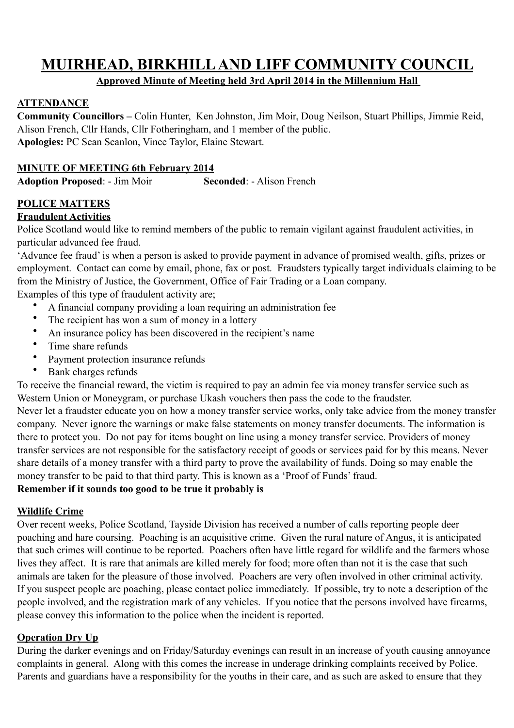# MUIRHEAD, BIRKHILL AND LIFF COMMUNITY COUNCIL

**Approved Minute of Meeting held 3rd April 2014 in the Millennium Hall**

## ATTENDANCE

**Community Councillors –** Colin Hunter, Ken Johnston, Jim Moir, Doug Neilson, Stuart Phillips, Jimmie Reid, Alison French, Cllr Hands, Cllr Fotheringham, and 1 member of the public.
**Apologies:** PC Sean Scanlon, Vince Taylor, Elaine Stewart.

## MINUTE OF MEETING 6th February 2014

**Adoption Proposed**: - Jim Moir **Seconded**: - Alison French

## POLICE MATTERS

### Fraudulent Activities

Police Scotland would like to remind members of the public to remain vigilant against fraudulent activities, in particular advanced fee fraud.

'Advance fee fraud' is when a person is asked to provide payment in advance of promised wealth, gifts, prizes or employment. Contact can come by email, phone, fax or post. Fraudsters typically target individuals claiming to be from the Ministry of Justice, the Government, Office of Fair Trading or a Loan company.

Examples of this type of fraudulent activity are;

- A financial company providing a loan requiring an administration fee
- The recipient has won a sum of money in a lottery
- An insurance policy has been discovered in the recipient's name
- Time share refunds
- Payment protection insurance refunds
- Bank charges refunds

To receive the financial reward, the victim is required to pay an admin fee via money transfer service such as Western Union or Moneygram, or purchase Ukash vouchers then pass the code to the fraudster.

Never let a fraudster educate you on how a money transfer service works, only take advice from the money transfer company. Never ignore the warnings or make false statements on money transfer documents. The information is there to protect you. Do not pay for items bought on line using a money transfer service. Providers of money transfer services are not responsible for the satisfactory receipt of goods or services paid for by this means. Never share details of a money transfer with a third party to prove the availability of funds. Doing so may enable the money transfer to be paid to that third party. This is known as a 'Proof of Funds' fraud.

**Remember if it sounds too good to be true it probably is**

### Wildlife Crime

Over recent weeks, Police Scotland, Tayside Division has received a number of calls reporting people deer poaching and hare coursing. Poaching is an acquisitive crime. Given the rural nature of Angus, it is anticipated that such crimes will continue to be reported. Poachers often have little regard for wildlife and the farmers whose lives they affect. It is rare that animals are killed merely for food; more often than not it is the case that such animals are taken for the pleasure of those involved. Poachers are very often involved in other criminal activity. If you suspect people are poaching, please contact police immediately. If possible, try to note a description of the people involved, and the registration mark of any vehicles. If you notice that the persons involved have firearms, please convey this information to the police when the incident is reported.

### Operation Dry Up

During the darker evenings and on Friday/Saturday evenings can result in an increase of youth causing annoyance complaints in general. Along with this comes the increase in underage drinking complaints received by Police. Parents and guardians have a responsibility for the youths in their care, and as such are asked to ensure that they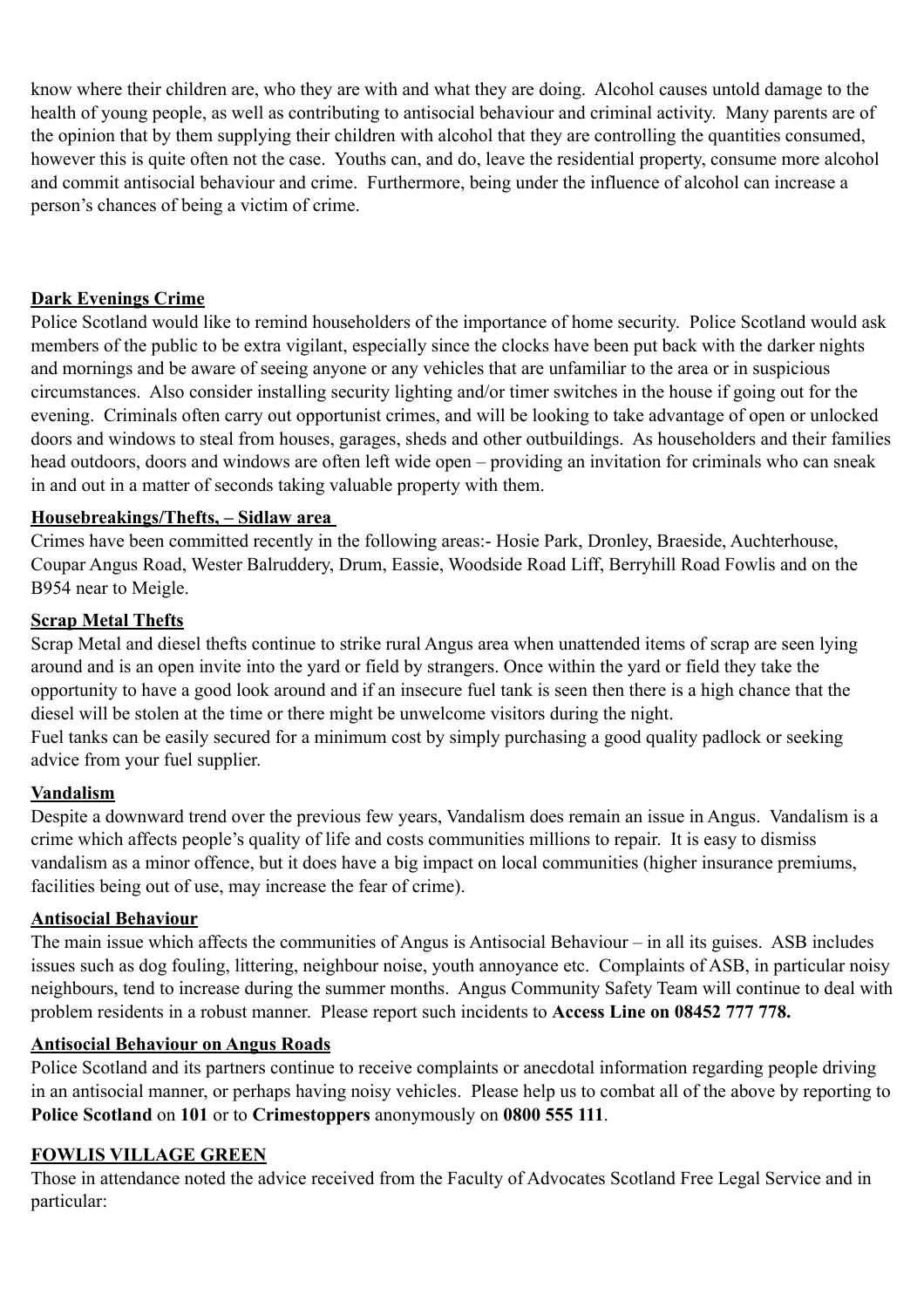know where their children are, who they are with and what they are doing. Alcohol causes untold damage to the health of young people, as well as contributing to antisocial behaviour and criminal activity. Many parents are of the opinion that by them supplying their children with alcohol that they are controlling the quantities consumed, however this is quite often not the case. Youths can, and do, leave the residential property, consume more alcohol and commit antisocial behaviour and crime. Furthermore, being under the influence of alcohol can increase a person's chances of being a victim of crime.

**Dark Evenings Crime**

Police Scotland would like to remind householders of the importance of home security. Police Scotland would ask members of the public to be extra vigilant, especially since the clocks have been put back with the darker nights and mornings and be aware of seeing anyone or any vehicles that are unfamiliar to the area or in suspicious circumstances. Also consider installing security lighting and/or timer switches in the house if going out for the evening. Criminals often carry out opportunist crimes, and will be looking to take advantage of open or unlocked doors and windows to steal from houses, garages, sheds and other outbuildings. As householders and their families head outdoors, doors and windows are often left wide open – providing an invitation for criminals who can sneak in and out in a matter of seconds taking valuable property with them.

**Housebreakings/Thefts, – Sidlaw area**

Crimes have been committed recently in the following areas:- Hosie Park, Dronley, Braeside, Auchterhouse, Coupar Angus Road, Wester Balruddery, Drum, Eassie, Woodside Road Liff, Berryhill Road Fowlis and on the B954 near to Meigle.

**Scrap Metal Thefts**

Scrap Metal and diesel thefts continue to strike rural Angus area when unattended items of scrap are seen lying around and is an open invite into the yard or field by strangers. Once within the yard or field they take the opportunity to have a good look around and if an insecure fuel tank is seen then there is a high chance that the diesel will be stolen at the time or there might be unwelcome visitors during the night.

Fuel tanks can be easily secured for a minimum cost by simply purchasing a good quality padlock or seeking advice from your fuel supplier.

**Vandalism**

Despite a downward trend over the previous few years, Vandalism does remain an issue in Angus. Vandalism is a crime which affects people's quality of life and costs communities millions to repair. It is easy to dismiss vandalism as a minor offence, but it does have a big impact on local communities (higher insurance premiums, facilities being out of use, may increase the fear of crime).

**Antisocial Behaviour**

The main issue which affects the communities of Angus is Antisocial Behaviour – in all its guises. ASB includes issues such as dog fouling, littering, neighbour noise, youth annoyance etc. Complaints of ASB, in particular noisy neighbours, tend to increase during the summer months. Angus Community Safety Team will continue to deal with problem residents in a robust manner. Please report such incidents to **Access Line on 08452 777 778.**

**Antisocial Behaviour on Angus Roads**

Police Scotland and its partners continue to receive complaints or anecdotal information regarding people driving in an antisocial manner, or perhaps having noisy vehicles. Please help us to combat all of the above by reporting to **Police Scotland** on **101** or to **Crimestoppers** anonymously on **0800 555 111**.

**FOWLIS VILLAGE GREEN**

Those in attendance noted the advice received from the Faculty of Advocates Scotland Free Legal Service and in particular: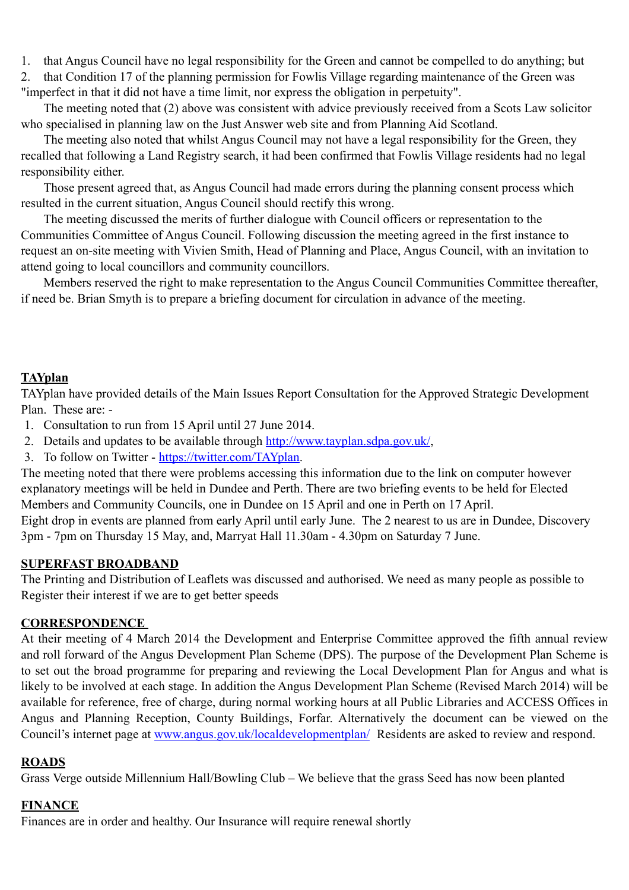1. that Angus Council have no legal responsibility for the Green and cannot be compelled to do anything; but
2. that Condition 17 of the planning permission for Fowlis Village regarding maintenance of the Green was "imperfect in that it did not have a time limit, nor express the obligation in perpetuity".

The meeting noted that (2) above was consistent with advice previously received from a Scots Law solicitor who specialised in planning law on the Just Answer web site and from Planning Aid Scotland.

The meeting also noted that whilst Angus Council may not have a legal responsibility for the Green, they recalled that following a Land Registry search, it had been confirmed that Fowlis Village residents had no legal responsibility either.

Those present agreed that, as Angus Council had made errors during the planning consent process which resulted in the current situation, Angus Council should rectify this wrong.

The meeting discussed the merits of further dialogue with Council officers or representation to the Communities Committee of Angus Council. Following discussion the meeting agreed in the first instance to request an on-site meeting with Vivien Smith, Head of Planning and Place, Angus Council, with an invitation to attend going to local councillors and community councillors.

Members reserved the right to make representation to the Angus Council Communities Committee thereafter, if need be. Brian Smyth is to prepare a briefing document for circulation in advance of the meeting.

**TAYplan**

TAYplan have provided details of the Main Issues Report Consultation for the Approved Strategic Development Plan. These are: -

1. Consultation to run from 15 April until 27 June 2014.
2. Details and updates to be available through [http://www.tayplan.sdpa.gov.uk/](http://www.tayplan.sdpa.gov.uk/),
3. To follow on Twitter - [https://twitter.com/TAYplan](https://twitter.com/TAYplan).

The meeting noted that there were problems accessing this information due to the link on computer however explanatory meetings will be held in Dundee and Perth. There are two briefing events to be held for Elected Members and Community Councils, one in Dundee on 15 April and one in Perth on 17 April.

Eight drop in events are planned from early April until early June. The 2 nearest to us are in Dundee, Discovery 3pm - 7pm on Thursday 15 May, and, Marryat Hall 11.30am - 4.30pm on Saturday 7 June.

**SUPERFAST BROADBAND**

The Printing and Distribution of Leaflets was discussed and authorised. We need as many people as possible to Register their interest if we are to get better speeds

**CORRESPONDENCE**

At their meeting of 4 March 2014 the Development and Enterprise Committee approved the fifth annual review and roll forward of the Angus Development Plan Scheme (DPS). The purpose of the Development Plan Scheme is to set out the broad programme for preparing and reviewing the Local Development Plan for Angus and what is likely to be involved at each stage. In addition the Angus Development Plan Scheme (Revised March 2014) will be available for reference, free of charge, during normal working hours at all Public Libraries and ACCESS Offices in Angus and Planning Reception, County Buildings, Forfar. Alternatively the document can be viewed on the Council's internet page at [www.angus.gov.uk/localdevelopmentplan/](http://www.angus.gov.uk/localdevelopmentplan/) Residents are asked to review and respond.

**ROADS**

Grass Verge outside Millennium Hall/Bowling Club – We believe that the grass Seed has now been planted

**FINANCE**

Finances are in order and healthy. Our Insurance will require renewal shortly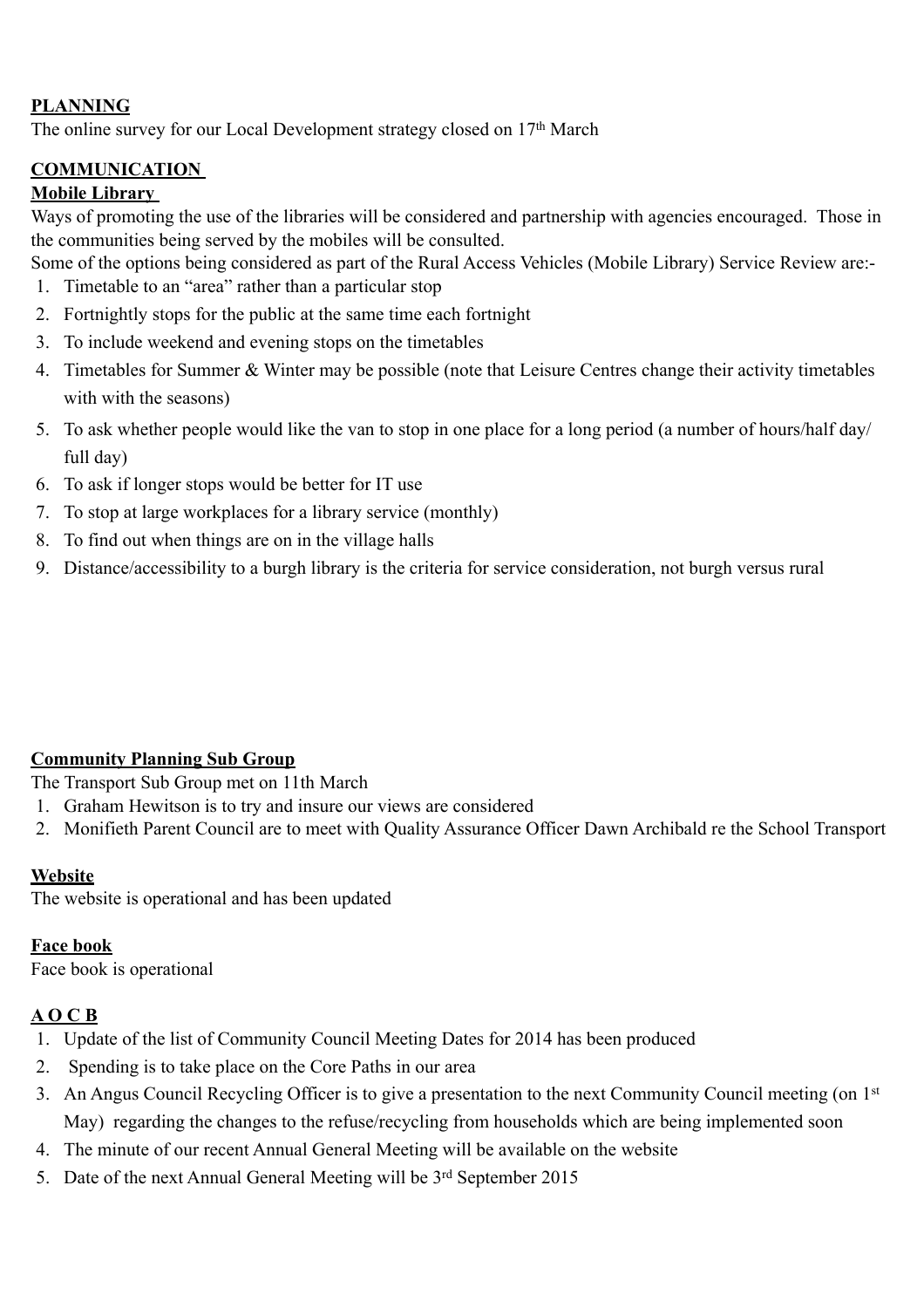**PLANNING**

The online survey for our Local Development strategy closed on 17th March

**COMMUNICATION**

**Mobile Library**

Ways of promoting the use of the libraries will be considered and partnership with agencies encouraged. Those in the communities being served by the mobiles will be consulted.

Some of the options being considered as part of the Rural Access Vehicles (Mobile Library) Service Review are:-

1. Timetable to an "area" rather than a particular stop
2. Fortnightly stops for the public at the same time each fortnight
3. To include weekend and evening stops on the timetables
4. Timetables for Summer & Winter may be possible (note that Leisure Centres change their activity timetables with with the seasons)
5. To ask whether people would like the van to stop in one place for a long period (a number of hours/half day/ full day)
6. To ask if longer stops would be better for IT use
7. To stop at large workplaces for a library service (monthly)
8. To find out when things are on in the village halls
9. Distance/accessibility to a burgh library is the criteria for service consideration, not burgh versus rural

**Community Planning Sub Group**

The Transport Sub Group met on 11th March

1. Graham Hewitson is to try and insure our views are considered
2. Monifieth Parent Council are to meet with Quality Assurance Officer Dawn Archibald re the School Transport

**Website**

The website is operational and has been updated

**Face book**

Face book is operational

**A O C B**

1. Update of the list of Community Council Meeting Dates for 2014 has been produced
2. Spending is to take place on the Core Paths in our area
3. An Angus Council Recycling Officer is to give a presentation to the next Community Council meeting (on 1st May) regarding the changes to the refuse/recycling from households which are being implemented soon
4. The minute of our recent Annual General Meeting will be available on the website
5. Date of the next Annual General Meeting will be 3rd September 2015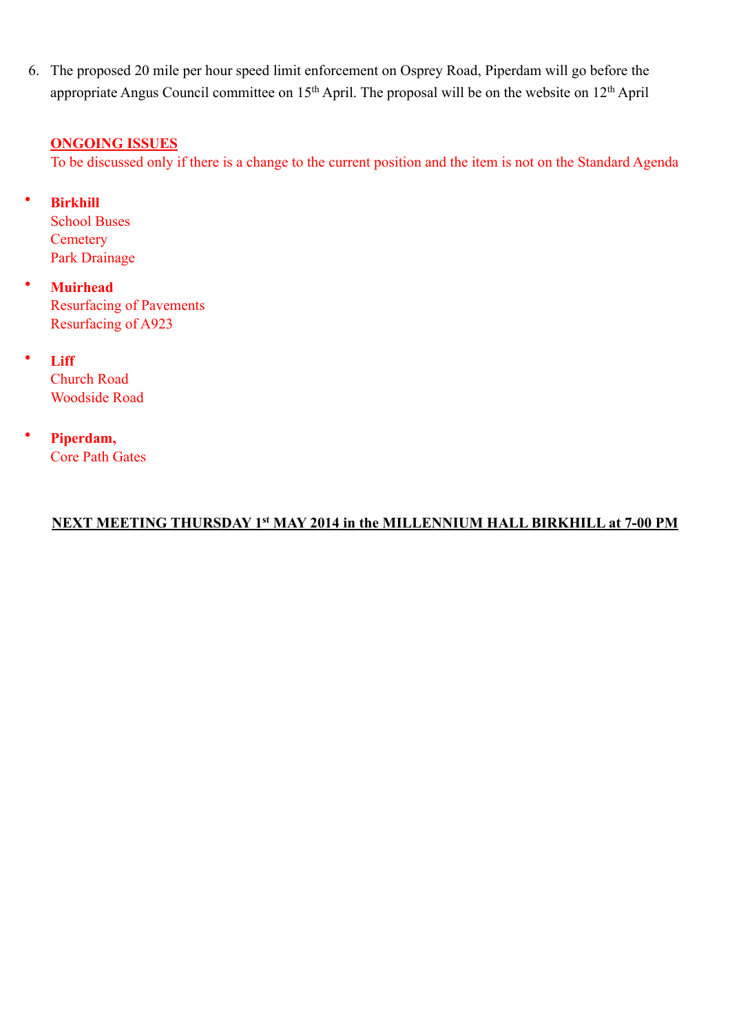6. The proposed 20 mile per hour speed limit enforcement on Osprey Road, Piperdam will go before the appropriate Angus Council committee on 15th April. The proposal will be on the website on 12th April

**ONGOING ISSUES**

To be discussed only if there is a change to the current position and the item is not on the Standard Agenda

- **Birkhill**
  School Buses
  Cemetery
  Park Drainage
- **Muirhead**
  Resurfacing of Pavements
  Resurfacing of A923
- **Liff**
  Church Road
  Woodside Road
- **Piperdam,**
  Core Path Gates

**NEXT MEETING THURSDAY 1st MAY 2014 in the MILLENNIUM HALL BIRKHILL at 7-00 PM**